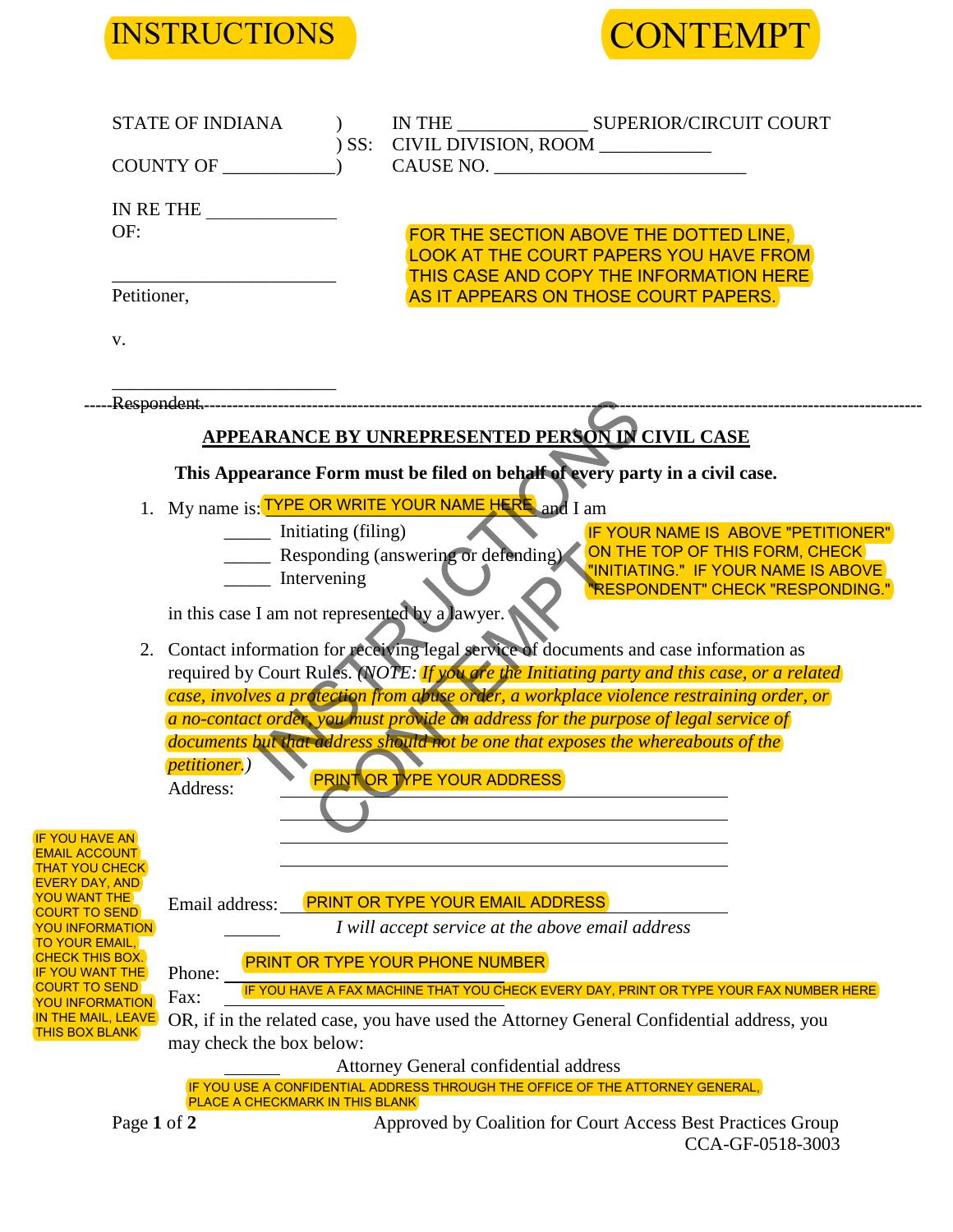INSTRUCTIONS

CONTEMPT

| | | |
|---|---|---|
| STATE OF INDIANA | ) | IN THE ______________ SUPERIOR/CIRCUIT COURT |
| | ) SS: | CIVIL DIVISION, ROOM ____________ |
| COUNTY OF ____________ | ) | CAUSE NO. ___________________________ |

IN RE THE ______________
OF:

_________________________
Petitioner,

v.

_________________________
Respondent.

FOR THE SECTION ABOVE THE DOTTED LINE, LOOK AT THE COURT PAPERS YOU HAVE FROM THIS CASE AND COPY THE INFORMATION HERE AS IT APPEARS ON THOSE COURT PAPERS.

---

## APPEARANCE BY UNREPRESENTED PERSON IN CIVIL CASE

**This Appearance Form must be filed on behalf of every party in a civil case.**

1. My name is: TYPE OR WRITE YOUR NAME HERE and I am

   _____ Initiating (filing)
   _____ Responding (answering or defending)
   _____ Intervening

   IF YOUR NAME IS ABOVE "PETITIONER" ON THE TOP OF THIS FORM, CHECK "INITIATING." IF YOUR NAME IS ABOVE "RESPONDENT" CHECK "RESPONDING."

   in this case I am not represented by a lawyer.

2. Contact information for receiving legal service of documents and case information as required by Court Rules. (*NOTE: If you are the Initiating party and this case, or a related case, involves a protection from abuse order, a workplace violence restraining order, or a no-contact order, you must provide an address for the purpose of legal service of documents but that address should not be one that exposes the whereabouts of the petitioner.*)

   Address: PRINT OR TYPE YOUR ADDRESS
   ____________________________________
   ____________________________________
   ____________________________________
   ____________________________________

   Email address: PRINT OR TYPE YOUR EMAIL ADDRESS

   _____ *I will accept service at the above email address*

   IF YOU HAVE AN EMAIL ACCOUNT THAT YOU CHECK EVERY DAY, AND YOU WANT THE COURT TO SEND YOU INFORMATION TO YOUR EMAIL, CHECK THIS BOX. IF YOU WANT THE COURT TO SEND YOU INFORMATION IN THE MAIL, LEAVE THIS BOX BLANK

   Phone: PRINT OR TYPE YOUR PHONE NUMBER

   Fax: IF YOU HAVE A FAX MACHINE THAT YOU CHECK EVERY DAY, PRINT OR TYPE YOUR FAX NUMBER HERE

   OR, if in the related case, you have used the Attorney General Confidential address, you may check the box below:

   _____ Attorney General confidential address

   IF YOU USE A CONFIDENTIAL ADDRESS THROUGH THE OFFICE OF THE ATTORNEY GENERAL, PLACE A CHECKMARK IN THIS BLANK

Approved by Coalition for Court Access Best Practices Group
CCA-GF-0518-3003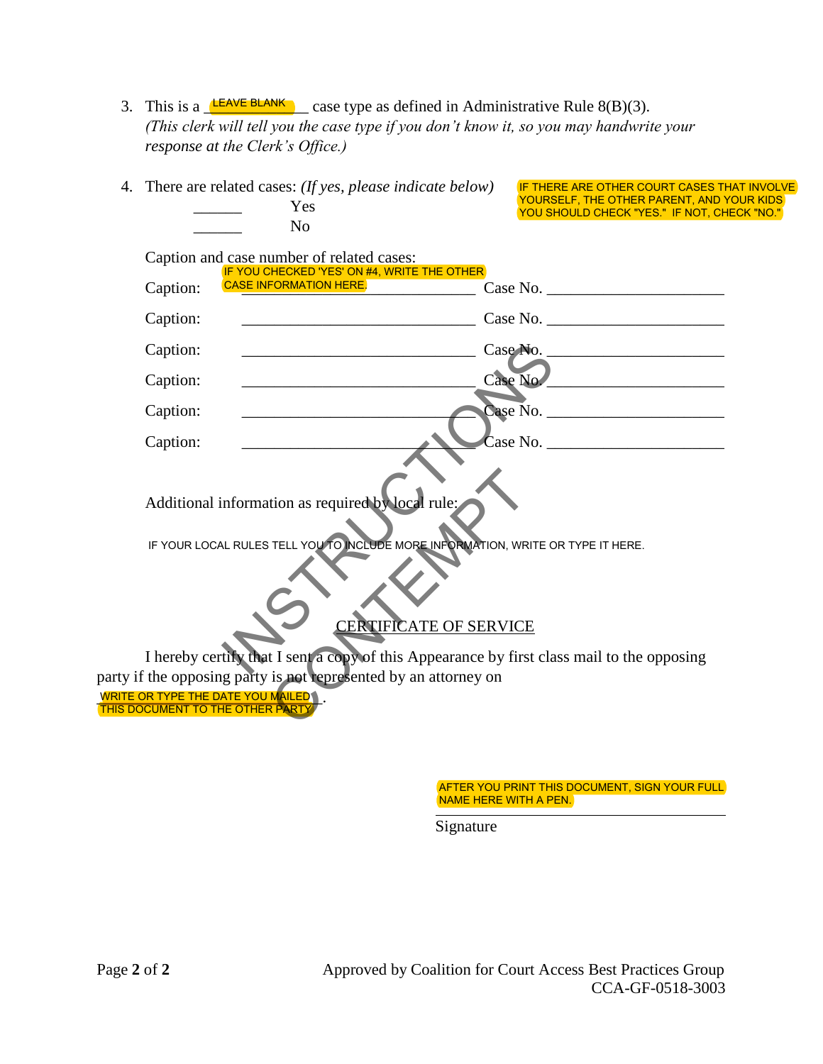3. This is a \_LEAVE BLANK\_\_ case type as defined in Administrative Rule 8(B)(3).
*(This clerk will tell you the case type if you don't know it, so you may handwrite your response at the Clerk's Office.)*

4. There are related cases: *(If yes, please indicate below)*

   IF THERE ARE OTHER COURT CASES THAT INVOLVE YOURSELF, THE OTHER PARENT, AND YOUR KIDS YOU SHOULD CHECK "YES." IF NOT, CHECK "NO."

   ______ Yes
   ______ No

   Caption and case number of related cases:

   IF YOU CHECKED 'YES' ON #4, WRITE THE OTHER CASE INFORMATION HERE.

   Caption: ______________________________ Case No. ______________________
   Caption: ______________________________ Case No. ______________________
   Caption: ______________________________ Case No. ______________________
   Caption: ______________________________ Case No. ______________________
   Caption: ______________________________ Case No. ______________________
   Caption: ______________________________ Case No. ______________________

   Additional information as required by local rule:

   IF YOUR LOCAL RULES TELL YOU TO INCLUDE MORE INFORMATION, WRITE OR TYPE IT HERE.

INSTRUCTIONS CONTEMPT

CERTIFICATE OF SERVICE

I hereby certify that I sent a copy of this Appearance by first class mail to the opposing party if the opposing party is not represented by an attorney on WRITE OR TYPE THE DATE YOU MAILED THIS DOCUMENT TO THE OTHER PARTY.

AFTER YOU PRINT THIS DOCUMENT, SIGN YOUR FULL NAME HERE WITH A PEN.

______________________________
Signature

Approved by Coalition for Court Access Best Practices Group
CCA-GF-0518-3003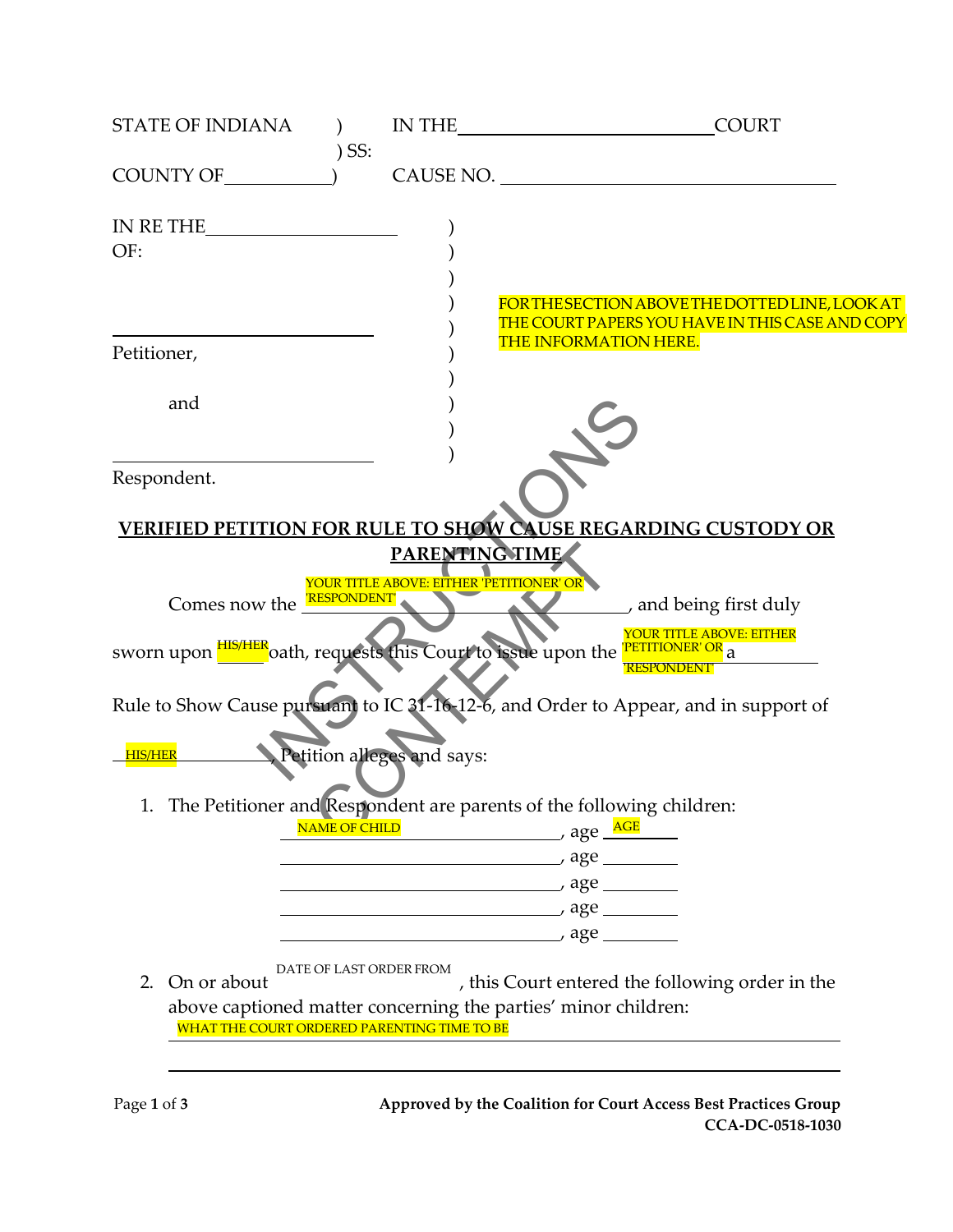STATE OF INDIANA ) IN THE ______________________ COURT
) SS:
COUNTY OF __________ ) CAUSE NO. ______________________

IN RE THE ______________________ )
OF: )
)
) FOR THE SECTION ABOVE THE DOTTED LINE, LOOK AT THE COURT PAPERS YOU HAVE IN THIS CASE AND COPY THE INFORMATION HERE.
______________________ )
Petitioner, )
)
and )
)
______________________ )
Respondent.

INSTRUCTIONS CONTEMPT

## VERIFIED PETITION FOR RULE TO SHOW CAUSE REGARDING CUSTODY OR PARENTING TIME

Comes now the YOUR TITLE ABOVE: EITHER 'PETITIONER' OR 'RESPONDENT' ______________________, and being first duly sworn upon HIS/HER oath, requests this Court to issue upon the YOUR TITLE ABOVE: EITHER 'PETITIONER' OR 'RESPONDENT' a Rule to Show Cause pursuant to IC 31-16-12-6, and Order to Appear, and in support of HIS/HER ______________________ Petition alleges and says:

1. The Petitioner and Respondent are parents of the following children:

   NAME OF CHILD ______________________, age AGE ______
   ______________________, age ______
   ______________________, age ______
   ______________________, age ______
   ______________________, age ______

2. On or about DATE OF LAST ORDER FROM ______________________, this Court entered the following order in the above captioned matter concerning the parties' minor children:

   WHAT THE COURT ORDERED PARENTING TIME TO BE ______________________
   ______________________

**Approved by the Coalition for Court Access Best Practices Group**
**CCA-DC-0518-1030**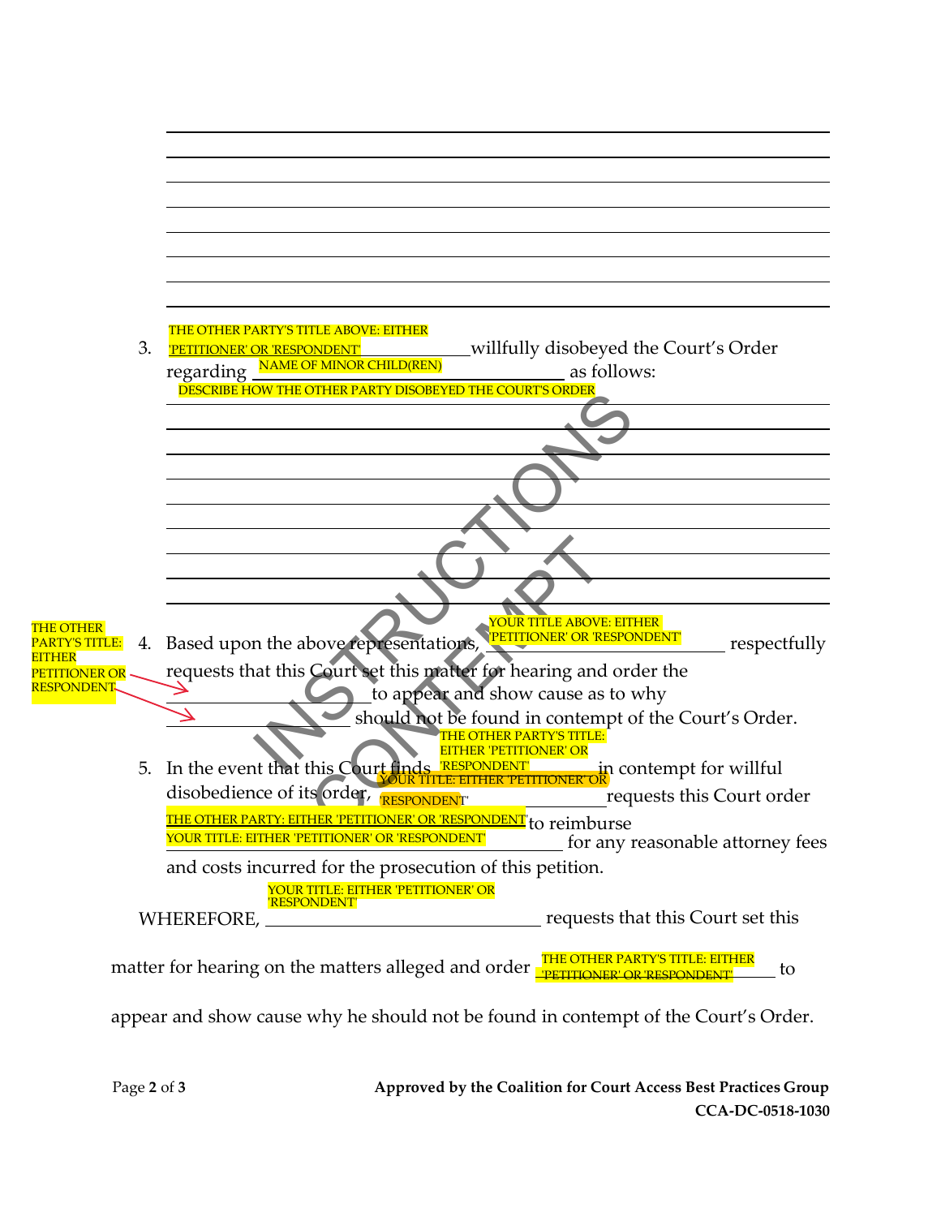\_\_\_\_\_\_\_\_\_\_\_\_\_\_\_\_\_\_\_\_\_\_\_\_\_\_\_\_\_\_\_\_\_\_\_\_\_\_\_\_\_\_\_\_\_\_\_\_\_\_\_\_\_\_\_\_\_\_\_\_\_\_\_\_\_\_\_\_\_\_\_\_\_\_\_\_

\_\_\_\_\_\_\_\_\_\_\_\_\_\_\_\_\_\_\_\_\_\_\_\_\_\_\_\_\_\_\_\_\_\_\_\_\_\_\_\_\_\_\_\_\_\_\_\_\_\_\_\_\_\_\_\_\_\_\_\_\_\_\_\_\_\_\_\_\_\_\_\_\_\_\_\_

\_\_\_\_\_\_\_\_\_\_\_\_\_\_\_\_\_\_\_\_\_\_\_\_\_\_\_\_\_\_\_\_\_\_\_\_\_\_\_\_\_\_\_\_\_\_\_\_\_\_\_\_\_\_\_\_\_\_\_\_\_\_\_\_\_\_\_\_\_\_\_\_\_\_\_\_

\_\_\_\_\_\_\_\_\_\_\_\_\_\_\_\_\_\_\_\_\_\_\_\_\_\_\_\_\_\_\_\_\_\_\_\_\_\_\_\_\_\_\_\_\_\_\_\_\_\_\_\_\_\_\_\_\_\_\_\_\_\_\_\_\_\_\_\_\_\_\_\_\_\_\_\_

\_\_\_\_\_\_\_\_\_\_\_\_\_\_\_\_\_\_\_\_\_\_\_\_\_\_\_\_\_\_\_\_\_\_\_\_\_\_\_\_\_\_\_\_\_\_\_\_\_\_\_\_\_\_\_\_\_\_\_\_\_\_\_\_\_\_\_\_\_\_\_\_\_\_\_\_

\_\_\_\_\_\_\_\_\_\_\_\_\_\_\_\_\_\_\_\_\_\_\_\_\_\_\_\_\_\_\_\_\_\_\_\_\_\_\_\_\_\_\_\_\_\_\_\_\_\_\_\_\_\_\_\_\_\_\_\_\_\_\_\_\_\_\_\_\_\_\_\_\_\_\_\_

\_\_\_\_\_\_\_\_\_\_\_\_\_\_\_\_\_\_\_\_\_\_\_\_\_\_\_\_\_\_\_\_\_\_\_\_\_\_\_\_\_\_\_\_\_\_\_\_\_\_\_\_\_\_\_\_\_\_\_\_\_\_\_\_\_\_\_\_\_\_\_\_\_\_\_\_

3. THE OTHER PARTY'S TITLE ABOVE: EITHER 'PETITIONER' OR 'RESPONDENT' \_\_\_\_\_\_\_\_\_\_\_\_ willfully disobeyed the Court's Order regarding NAME OF MINOR CHILD(REN) \_\_\_\_\_\_\_\_\_\_\_\_ as follows:

DESCRIBE HOW THE OTHER PARTY DISOBEYED THE COURT'S ORDER

\_\_\_\_\_\_\_\_\_\_\_\_\_\_\_\_\_\_\_\_\_\_\_\_\_\_\_\_\_\_\_\_\_\_\_\_\_\_\_\_\_\_\_\_\_\_\_\_\_\_\_\_\_\_\_\_\_\_\_\_\_\_\_\_\_\_\_\_\_\_\_\_\_\_\_\_

\_\_\_\_\_\_\_\_\_\_\_\_\_\_\_\_\_\_\_\_\_\_\_\_\_\_\_\_\_\_\_\_\_\_\_\_\_\_\_\_\_\_\_\_\_\_\_\_\_\_\_\_\_\_\_\_\_\_\_\_\_\_\_\_\_\_\_\_\_\_\_\_\_\_\_\_

\_\_\_\_\_\_\_\_\_\_\_\_\_\_\_\_\_\_\_\_\_\_\_\_\_\_\_\_\_\_\_\_\_\_\_\_\_\_\_\_\_\_\_\_\_\_\_\_\_\_\_\_\_\_\_\_\_\_\_\_\_\_\_\_\_\_\_\_\_\_\_\_\_\_\_\_

\_\_\_\_\_\_\_\_\_\_\_\_\_\_\_\_\_\_\_\_\_\_\_\_\_\_\_\_\_\_\_\_\_\_\_\_\_\_\_\_\_\_\_\_\_\_\_\_\_\_\_\_\_\_\_\_\_\_\_\_\_\_\_\_\_\_\_\_\_\_\_\_\_\_\_\_

\_\_\_\_\_\_\_\_\_\_\_\_\_\_\_\_\_\_\_\_\_\_\_\_\_\_\_\_\_\_\_\_\_\_\_\_\_\_\_\_\_\_\_\_\_\_\_\_\_\_\_\_\_\_\_\_\_\_\_\_\_\_\_\_\_\_\_\_\_\_\_\_\_\_\_\_

\_\_\_\_\_\_\_\_\_\_\_\_\_\_\_\_\_\_\_\_\_\_\_\_\_\_\_\_\_\_\_\_\_\_\_\_\_\_\_\_\_\_\_\_\_\_\_\_\_\_\_\_\_\_\_\_\_\_\_\_\_\_\_\_\_\_\_\_\_\_\_\_\_\_\_\_

\_\_\_\_\_\_\_\_\_\_\_\_\_\_\_\_\_\_\_\_\_\_\_\_\_\_\_\_\_\_\_\_\_\_\_\_\_\_\_\_\_\_\_\_\_\_\_\_\_\_\_\_\_\_\_\_\_\_\_\_\_\_\_\_\_\_\_\_\_\_\_\_\_\_\_\_

\_\_\_\_\_\_\_\_\_\_\_\_\_\_\_\_\_\_\_\_\_\_\_\_\_\_\_\_\_\_\_\_\_\_\_\_\_\_\_\_\_\_\_\_\_\_\_\_\_\_\_\_\_\_\_\_\_\_\_\_\_\_\_\_\_\_\_\_\_\_\_\_\_\_\_\_

\_\_\_\_\_\_\_\_\_\_\_\_\_\_\_\_\_\_\_\_\_\_\_\_\_\_\_\_\_\_\_\_\_\_\_\_\_\_\_\_\_\_\_\_\_\_\_\_\_\_\_\_\_\_\_\_\_\_\_\_\_\_\_\_\_\_\_\_\_\_\_\_\_\_\_\_

4. Based upon the above representations, YOUR TITLE ABOVE: EITHER 'PETITIONER' OR 'RESPONDENT' \_\_\_\_\_\_\_\_\_\_\_\_ respectfully requests that this Court set this matter for hearing and order the \_\_\_\_\_\_\_\_\_\_\_\_ to appear and show cause as to why \_\_\_\_\_\_\_\_\_\_\_\_ should not be found in contempt of the Court's Order.

   THE OTHER PARTY'S TITLE: EITHER PETITIONER OR RESPONDENT

5. In the event that this Court finds THE OTHER PARTY'S TITLE: EITHER 'PETITIONER' OR 'RESPONDENT' \_\_\_\_\_\_\_\_\_\_\_\_ in contempt for willful disobedience of its order, YOUR TITLE: EITHER 'PETITIONER' OR 'RESPONDENT' \_\_\_\_\_\_\_\_\_\_\_\_ requests this Court order THE OTHER PARTY: EITHER 'PETITIONER' OR 'RESPONDENT' \_\_\_\_\_\_\_\_\_\_\_\_ to reimburse YOUR TITLE: EITHER 'PETITIONER' OR 'RESPONDENT' \_\_\_\_\_\_\_\_\_\_\_\_ for any reasonable attorney fees and costs incurred for the prosecution of this petition.

WHEREFORE, YOUR TITLE: EITHER 'PETITIONER' OR 'RESPONDENT' \_\_\_\_\_\_\_\_\_\_\_\_ requests that this Court set this matter for hearing on the matters alleged and order THE OTHER PARTY'S TITLE: EITHER 'PETITIONER' OR 'RESPONDENT' \_\_\_\_\_\_\_\_\_\_\_\_ to appear and show cause why he should not be found in contempt of the Court's Order.

**Approved by the Coalition for Court Access Best Practices Group**
**CCA-DC-0518-1030**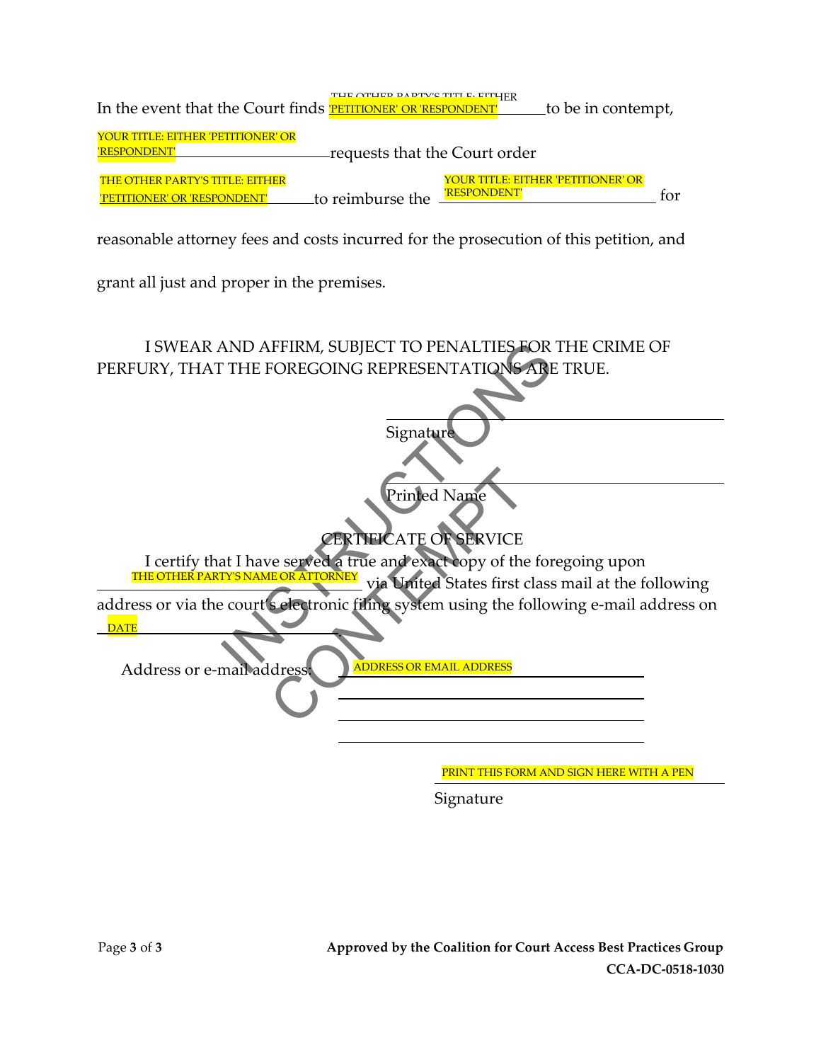In the event that the Court finds THE OTHER PARTY'S TITLE: EITHER 'PETITIONER' OR 'RESPONDENT' to be in contempt, YOUR TITLE: EITHER 'PETITIONER' OR 'RESPONDENT' requests that the Court order THE OTHER PARTY'S TITLE: EITHER 'PETITIONER' OR 'RESPONDENT' to reimburse the YOUR TITLE: EITHER 'PETITIONER' OR 'RESPONDENT' for reasonable attorney fees and costs incurred for the prosecution of this petition, and grant all just and proper in the premises.

I SWEAR AND AFFIRM, SUBJECT TO PENALTIES FOR THE CRIME OF PERFURY, THAT THE FOREGOING REPRESENTATIONS ARE TRUE.

______________________________
Signature

______________________________
Printed Name

## CERTIFICATE OF SERVICE

I certify that I have served a true and exact copy of the foregoing upon THE OTHER PARTY'S NAME OR ATTORNEY via United States first class mail at the following address or via the court's electronic filing system using the following e-mail address on DATE.

Address or e-mail address: ADDRESS OR EMAIL ADDRESS

______________________________

______________________________

______________________________

PRINT THIS FORM AND SIGN HERE WITH A PEN
Signature

**Approved by the Coalition for Court Access Best Practices Group**
**CCA-DC-0518-1030**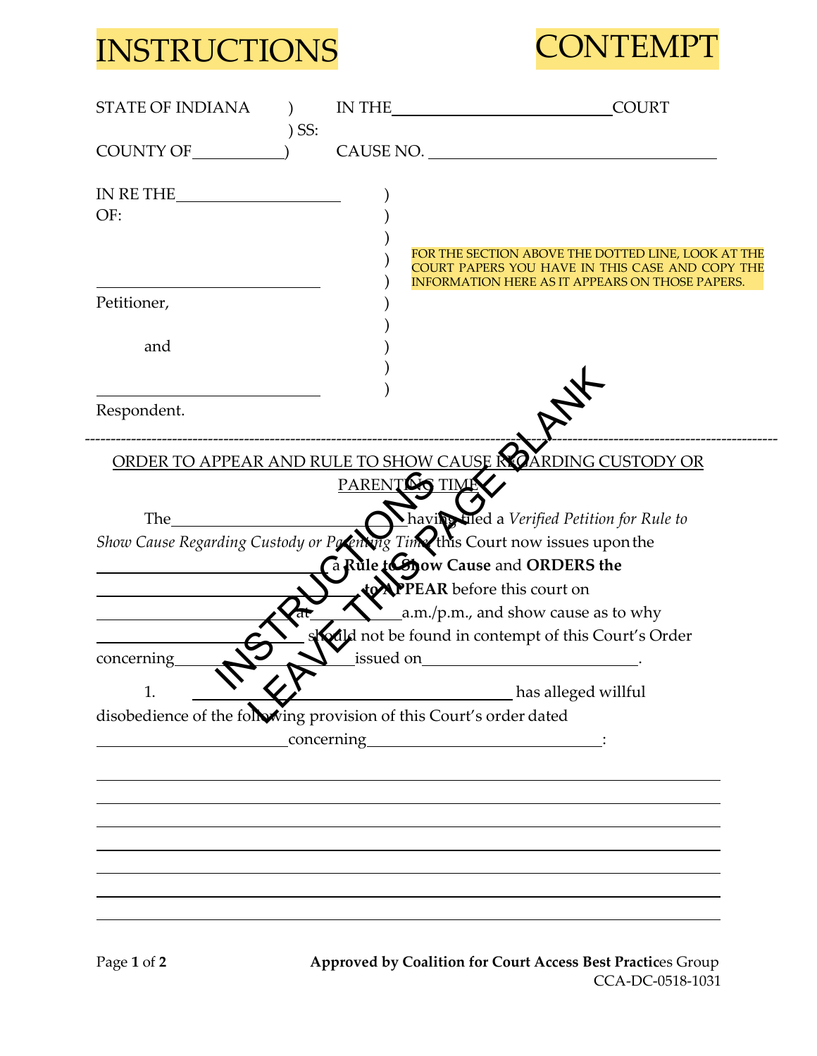INSTRUCTIONS | CONTEMPT

STATE OF INDIANA ) IN THE ____________________ COURT
) SS:
COUNTY OF __________ ) CAUSE NO. ____________________

IN RE THE ______________ )
OF: )
)
) FOR THE SECTION ABOVE THE DOTTED LINE, LOOK AT THE COURT PAPERS YOU HAVE IN THIS CASE AND COPY THE INFORMATION HERE AS IT APPEARS ON THOSE PAPERS.
____________________ )
Petitioner, )
)
and )
)
____________________ )
Respondent.

---

ORDER TO APPEAR AND RULE TO SHOW CAUSE REGARDING CUSTODY OR PARENTING TIME

INSTRUCTIONS
LEAVE THIS PAGE BLANK

The ____________________ having filed a *Verified Petition for Rule to Show Cause Regarding Custody or Parenting Time* this Court now issues upon the ____________________ a **Rule to Show Cause** and **ORDERS the ____________________ to APPEAR** before this court on ____________________ at __________ a.m./p.m., and show cause as to why ____________________ should not be found in contempt of this Court's Order concerning ____________________ issued on ____________________.

1. ____________________ has alleged willful disobedience of the following provision of this Court's order dated ____________________ concerning ____________________:

______________________________________________________________________

______________________________________________________________________

______________________________________________________________________

______________________________________________________________________

______________________________________________________________________

______________________________________________________________________

______________________________________________________________________

**Approved by Coalition for Court Access Best Practic**es Group
CCA-DC-0518-1031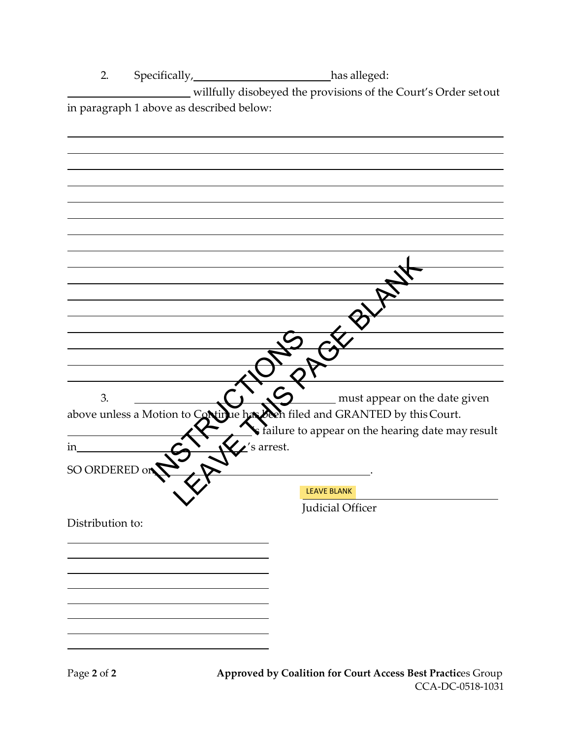2. Specifically, \_\_\_\_\_\_\_\_\_\_\_\_\_\_\_\_\_\_\_\_\_\_\_\_ has alleged:

\_\_\_\_\_\_\_\_\_\_\_\_\_\_\_\_\_\_\_\_\_\_\_\_ willfully disobeyed the provisions of the Court's Order set out in paragraph 1 above as described below:

\_\_\_\_\_\_\_\_\_\_\_\_\_\_\_\_\_\_\_\_\_\_\_\_\_\_\_\_\_\_\_\_\_\_\_\_\_\_\_\_\_\_\_\_\_\_\_\_\_\_\_\_\_\_\_\_\_\_\_\_\_\_\_\_\_\_\_\_\_\_

\_\_\_\_\_\_\_\_\_\_\_\_\_\_\_\_\_\_\_\_\_\_\_\_\_\_\_\_\_\_\_\_\_\_\_\_\_\_\_\_\_\_\_\_\_\_\_\_\_\_\_\_\_\_\_\_\_\_\_\_\_\_\_\_\_\_\_\_\_\_

\_\_\_\_\_\_\_\_\_\_\_\_\_\_\_\_\_\_\_\_\_\_\_\_\_\_\_\_\_\_\_\_\_\_\_\_\_\_\_\_\_\_\_\_\_\_\_\_\_\_\_\_\_\_\_\_\_\_\_\_\_\_\_\_\_\_\_\_\_\_

\_\_\_\_\_\_\_\_\_\_\_\_\_\_\_\_\_\_\_\_\_\_\_\_\_\_\_\_\_\_\_\_\_\_\_\_\_\_\_\_\_\_\_\_\_\_\_\_\_\_\_\_\_\_\_\_\_\_\_\_\_\_\_\_\_\_\_\_\_\_

\_\_\_\_\_\_\_\_\_\_\_\_\_\_\_\_\_\_\_\_\_\_\_\_\_\_\_\_\_\_\_\_\_\_\_\_\_\_\_\_\_\_\_\_\_\_\_\_\_\_\_\_\_\_\_\_\_\_\_\_\_\_\_\_\_\_\_\_\_\_

\_\_\_\_\_\_\_\_\_\_\_\_\_\_\_\_\_\_\_\_\_\_\_\_\_\_\_\_\_\_\_\_\_\_\_\_\_\_\_\_\_\_\_\_\_\_\_\_\_\_\_\_\_\_\_\_\_\_\_\_\_\_\_\_\_\_\_\_\_\_

\_\_\_\_\_\_\_\_\_\_\_\_\_\_\_\_\_\_\_\_\_\_\_\_\_\_\_\_\_\_\_\_\_\_\_\_\_\_\_\_\_\_\_\_\_\_\_\_\_\_\_\_\_\_\_\_\_\_\_\_\_\_\_\_\_\_\_\_\_\_

\_\_\_\_\_\_\_\_\_\_\_\_\_\_\_\_\_\_\_\_\_\_\_\_\_\_\_\_\_\_\_\_\_\_\_\_\_\_\_\_\_\_\_\_\_\_\_\_\_\_\_\_\_\_\_\_\_\_\_\_\_\_\_\_\_\_\_\_\_\_

\_\_\_\_\_\_\_\_\_\_\_\_\_\_\_\_\_\_\_\_\_\_\_\_\_\_\_\_\_\_\_\_\_\_\_\_\_\_\_\_\_\_\_\_\_\_\_\_\_\_\_\_\_\_\_\_\_\_\_\_\_\_\_\_\_\_\_\_\_\_

\_\_\_\_\_\_\_\_\_\_\_\_\_\_\_\_\_\_\_\_\_\_\_\_\_\_\_\_\_\_\_\_\_\_\_\_\_\_\_\_\_\_\_\_\_\_\_\_\_\_\_\_\_\_\_\_\_\_\_\_\_\_\_\_\_\_\_\_\_\_

\_\_\_\_\_\_\_\_\_\_\_\_\_\_\_\_\_\_\_\_\_\_\_\_\_\_\_\_\_\_\_\_\_\_\_\_\_\_\_\_\_\_\_\_\_\_\_\_\_\_\_\_\_\_\_\_\_\_\_\_\_\_\_\_\_\_\_\_\_\_

\_\_\_\_\_\_\_\_\_\_\_\_\_\_\_\_\_\_\_\_\_\_\_\_\_\_\_\_\_\_\_\_\_\_\_\_\_\_\_\_\_\_\_\_\_\_\_\_\_\_\_\_\_\_\_\_\_\_\_\_\_\_\_\_\_\_\_\_\_\_

\_\_\_\_\_\_\_\_\_\_\_\_\_\_\_\_\_\_\_\_\_\_\_\_\_\_\_\_\_\_\_\_\_\_\_\_\_\_\_\_\_\_\_\_\_\_\_\_\_\_\_\_\_\_\_\_\_\_\_\_\_\_\_\_\_\_\_\_\_\_

\_\_\_\_\_\_\_\_\_\_\_\_\_\_\_\_\_\_\_\_\_\_\_\_\_\_\_\_\_\_\_\_\_\_\_\_\_\_\_\_\_\_\_\_\_\_\_\_\_\_\_\_\_\_\_\_\_\_\_\_\_\_\_\_\_\_\_\_\_\_

\_\_\_\_\_\_\_\_\_\_\_\_\_\_\_\_\_\_\_\_\_\_\_\_\_\_\_\_\_\_\_\_\_\_\_\_\_\_\_\_\_\_\_\_\_\_\_\_\_\_\_\_\_\_\_\_\_\_\_\_\_\_\_\_\_\_\_\_\_\_

\_\_\_\_\_\_\_\_\_\_\_\_\_\_\_\_\_\_\_\_\_\_\_\_\_\_\_\_\_\_\_\_\_\_\_\_\_\_\_\_\_\_\_\_\_\_\_\_\_\_\_\_\_\_\_\_\_\_\_\_\_\_\_\_\_\_\_\_\_\_

INSTRUCTIONS
LEAVE THIS PAGE BLANK

3. \_\_\_\_\_\_\_\_\_\_\_\_\_\_\_\_\_\_\_\_\_\_\_\_\_\_\_\_\_\_\_\_\_\_ must appear on the date given above unless a Motion to Continue has been filed and GRANTED by this Court. \_\_\_\_\_\_\_\_\_\_\_\_\_\_\_\_\_\_\_\_\_\_\_\_\_\_\_\_\_\_'s failure to appear on the hearing date may result in \_\_\_\_\_\_\_\_\_\_\_\_\_\_\_\_\_\_\_\_\_\_\_\_\_\_\_\_\_\_'s arrest.

SO ORDERED on \_\_\_\_\_\_\_\_\_\_\_\_\_\_\_\_\_\_\_\_\_\_\_\_\_\_\_\_\_\_\_\_\_\_\_\_\_\_\_\_.

LEAVE BLANK \_\_\_\_\_\_\_\_\_\_\_\_\_\_\_\_\_\_\_\_\_\_\_\_\_\_\_\_\_\_
Judicial Officer

Distribution to:

\_\_\_\_\_\_\_\_\_\_\_\_\_\_\_\_\_\_\_\_\_\_\_\_\_\_\_\_\_\_\_\_

\_\_\_\_\_\_\_\_\_\_\_\_\_\_\_\_\_\_\_\_\_\_\_\_\_\_\_\_\_\_\_\_

\_\_\_\_\_\_\_\_\_\_\_\_\_\_\_\_\_\_\_\_\_\_\_\_\_\_\_\_\_\_\_\_

\_\_\_\_\_\_\_\_\_\_\_\_\_\_\_\_\_\_\_\_\_\_\_\_\_\_\_\_\_\_\_\_

\_\_\_\_\_\_\_\_\_\_\_\_\_\_\_\_\_\_\_\_\_\_\_\_\_\_\_\_\_\_\_\_

\_\_\_\_\_\_\_\_\_\_\_\_\_\_\_\_\_\_\_\_\_\_\_\_\_\_\_\_\_\_\_\_

\_\_\_\_\_\_\_\_\_\_\_\_\_\_\_\_\_\_\_\_\_\_\_\_\_\_\_\_\_\_\_\_

\_\_\_\_\_\_\_\_\_\_\_\_\_\_\_\_\_\_\_\_\_\_\_\_\_\_\_\_\_\_\_\_

**Approved by Coalition for Court Access Best Practic**es Group
CCA-DC-0518-1031